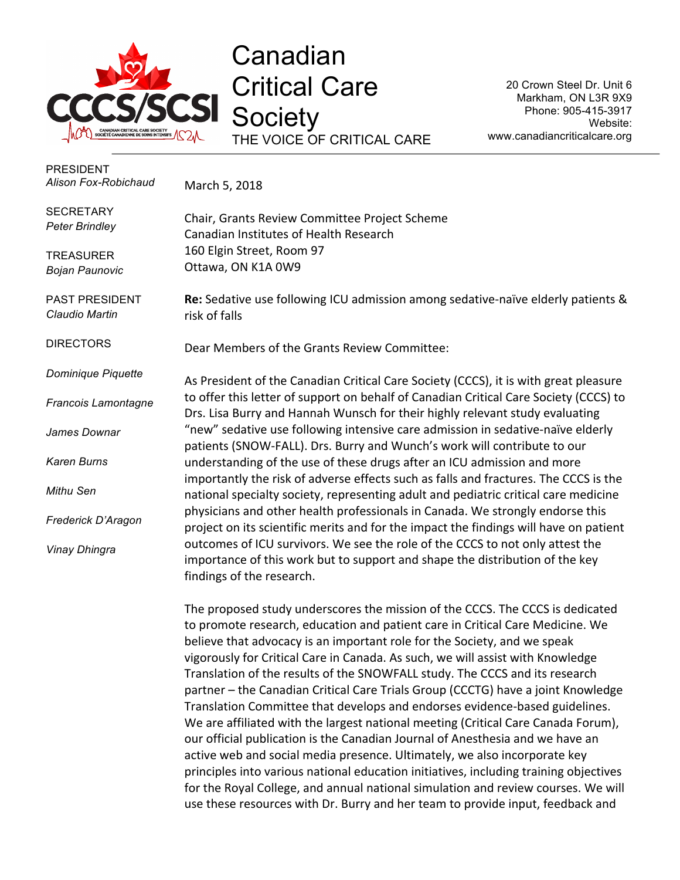# Canadian Critical Care Society

THE VOICE OF CRITICAL CARE

20 Crown Steel Dr. Unit 6
Markham, ON L3R 9X9
Phone: 905-415-3917
Website:
www.canadiancriticalcare.org

PRESIDENT
*Alison Fox-Robichaud*

SECRETARY
*Peter Brindley*

TREASURER
*Bojan Paunovic*

PAST PRESIDENT
*Claudio Martin*

DIRECTORS

*Dominique Piquette*

*Francois Lamontagne*

*James Downar*

*Karen Burns*

*Mithu Sen*

*Frederick D'Aragon*

*Vinay Dhingra*

March 5, 2018

Chair, Grants Review Committee Project Scheme
Canadian Institutes of Health Research
160 Elgin Street, Room 97
Ottawa, ON K1A 0W9

**Re:** Sedative use following ICU admission among sedative-naïve elderly patients & risk of falls

Dear Members of the Grants Review Committee:

As President of the Canadian Critical Care Society (CCCS), it is with great pleasure to offer this letter of support on behalf of Canadian Critical Care Society (CCCS) to Drs. Lisa Burry and Hannah Wunsch for their highly relevant study evaluating "new" sedative use following intensive care admission in sedative-naïve elderly patients (SNOW-FALL). Drs. Burry and Wunch's work will contribute to our understanding of the use of these drugs after an ICU admission and more importantly the risk of adverse effects such as falls and fractures. The CCCS is the national specialty society, representing adult and pediatric critical care medicine physicians and other health professionals in Canada. We strongly endorse this project on its scientific merits and for the impact the findings will have on patient outcomes of ICU survivors. We see the role of the CCCS to not only attest the importance of this work but to support and shape the distribution of the key findings of the research.

The proposed study underscores the mission of the CCCS. The CCCS is dedicated to promote research, education and patient care in Critical Care Medicine. We believe that advocacy is an important role for the Society, and we speak vigorously for Critical Care in Canada. As such, we will assist with Knowledge Translation of the results of the SNOWFALL study. The CCCS and its research partner – the Canadian Critical Care Trials Group (CCCTG) have a joint Knowledge Translation Committee that develops and endorses evidence-based guidelines. We are affiliated with the largest national meeting (Critical Care Canada Forum), our official publication is the Canadian Journal of Anesthesia and we have an active web and social media presence. Ultimately, we also incorporate key principles into various national education initiatives, including training objectives for the Royal College, and annual national simulation and review courses. We will use these resources with Dr. Burry and her team to provide input, feedback and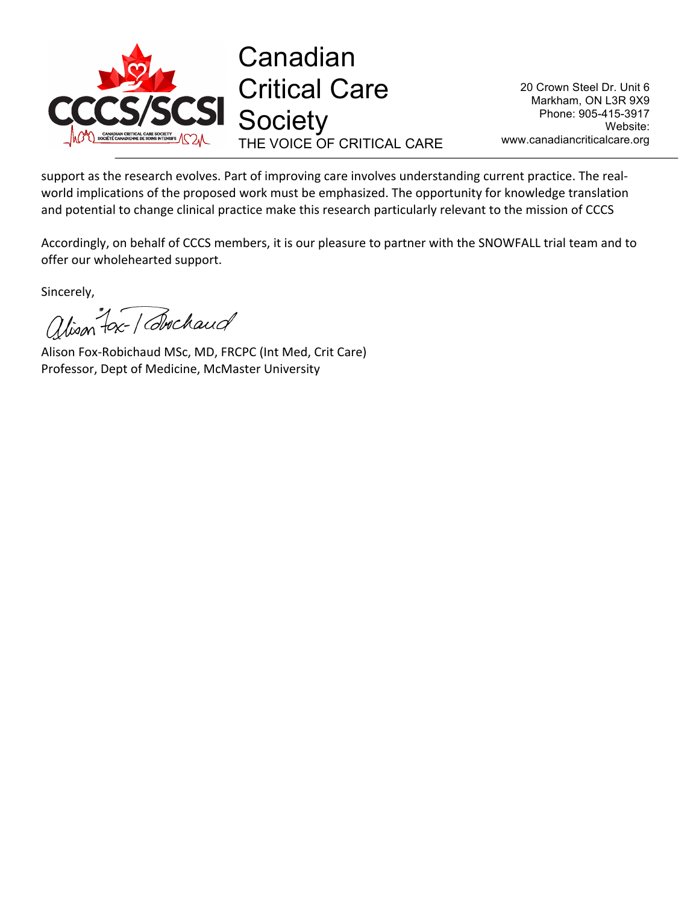support as the research evolves. Part of improving care involves understanding current practice. The real-world implications of the proposed work must be emphasized. The opportunity for knowledge translation and potential to change clinical practice make this research particularly relevant to the mission of CCCS

Accordingly, on behalf of CCCS members, it is our pleasure to partner with the SNOWFALL trial team and to offer our wholehearted support.

Sincerely,

Alison Fox-Robichaud

Alison Fox-Robichaud MSc, MD, FRCPC (Int Med, Crit Care)
Professor, Dept of Medicine, McMaster University